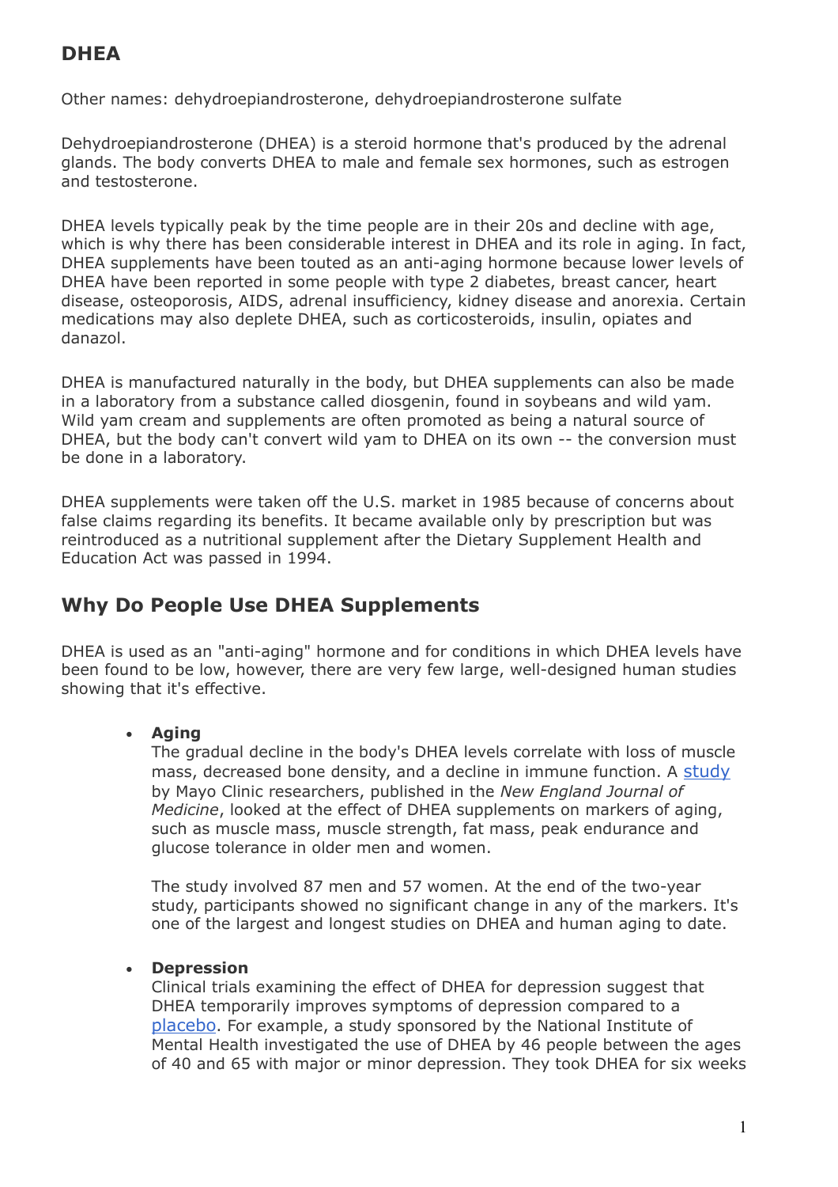## DHEA

Other names: dehydroepiandrosterone, dehydroepiandrosterone sulfate

Dehydroepiandrosterone (DHEA) is a steroid hormone that's produced by the adrenal glands. The body converts DHEA to male and female sex hormones, such as estrogen and testosterone.

DHEA levels typically peak by the time people are in their 20s and decline with age, which is why there has been considerable interest in DHEA and its role in aging. In fact, DHEA supplements have been touted as an anti-aging hormone because lower levels of DHEA have been reported in some people with type 2 diabetes, breast cancer, heart disease, osteoporosis, AIDS, adrenal insufficiency, kidney disease and anorexia. Certain medications may also deplete DHEA, such as corticosteroids, insulin, opiates and danazol.

DHEA is manufactured naturally in the body, but DHEA supplements can also be made in a laboratory from a substance called diosgenin, found in soybeans and wild yam. Wild yam cream and supplements are often promoted as being a natural source of DHEA, but the body can't convert wild yam to DHEA on its own -- the conversion must be done in a laboratory.

DHEA supplements were taken off the U.S. market in 1985 because of concerns about false claims regarding its benefits. It became available only by prescription but was reintroduced as a nutritional supplement after the Dietary Supplement Health and Education Act was passed in 1994.

## Why Do People Use DHEA Supplements

DHEA is used as an "anti-aging" hormone and for conditions in which DHEA levels have been found to be low, however, there are very few large, well-designed human studies showing that it's effective.

- **Aging**
  The gradual decline in the body's DHEA levels correlate with loss of muscle mass, decreased bone density, and a decline in immune function. A study by Mayo Clinic researchers, published in the *New England Journal of Medicine*, looked at the effect of DHEA supplements on markers of aging, such as muscle mass, muscle strength, fat mass, peak endurance and glucose tolerance in older men and women.

  The study involved 87 men and 57 women. At the end of the two-year study, participants showed no significant change in any of the markers. It's one of the largest and longest studies on DHEA and human aging to date.

- **Depression**
  Clinical trials examining the effect of DHEA for depression suggest that DHEA temporarily improves symptoms of depression compared to a placebo. For example, a study sponsored by the National Institute of Mental Health investigated the use of DHEA by 46 people between the ages of 40 and 65 with major or minor depression. They took DHEA for six weeks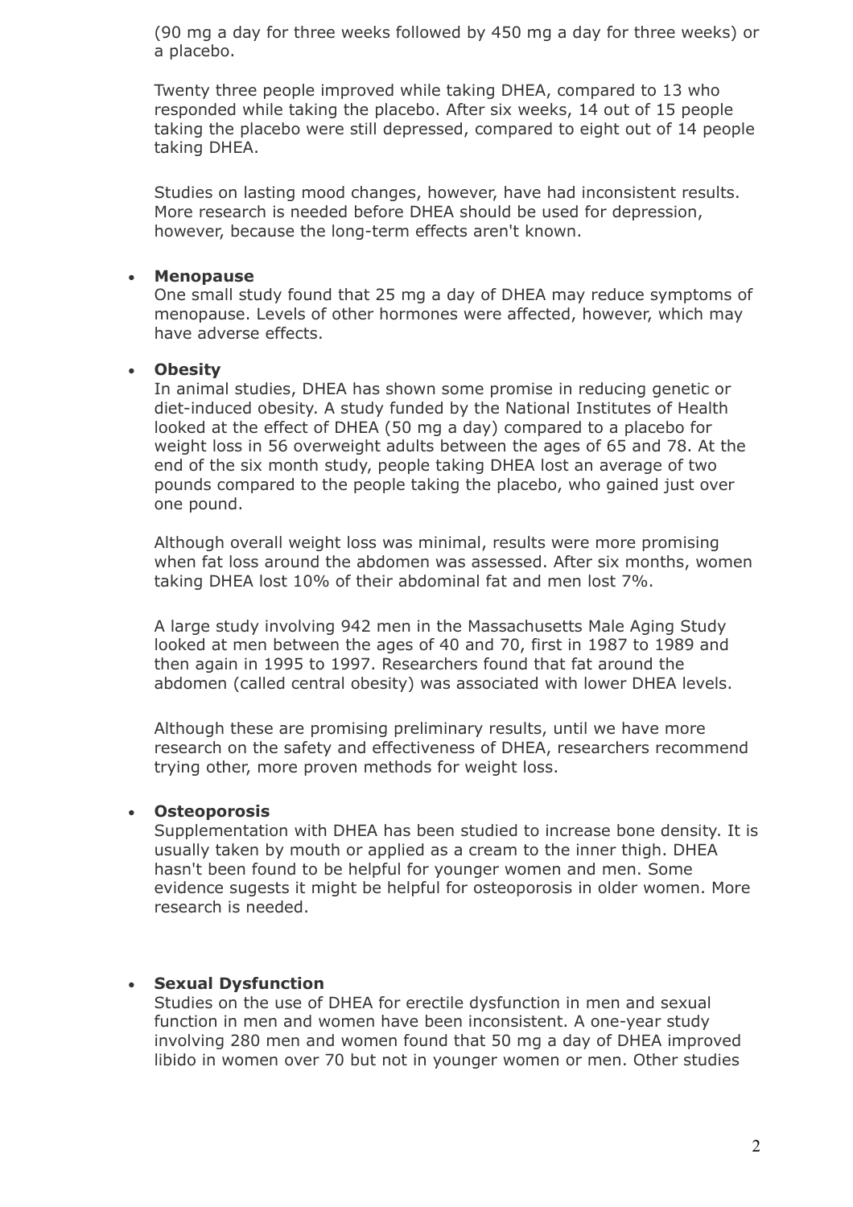(90 mg a day for three weeks followed by 450 mg a day for three weeks) or a placebo.

Twenty three people improved while taking DHEA, compared to 13 who responded while taking the placebo. After six weeks, 14 out of 15 people taking the placebo were still depressed, compared to eight out of 14 people taking DHEA.

Studies on lasting mood changes, however, have had inconsistent results. More research is needed before DHEA should be used for depression, however, because the long-term effects aren't known.

- **Menopause**
  One small study found that 25 mg a day of DHEA may reduce symptoms of menopause. Levels of other hormones were affected, however, which may have adverse effects.

- **Obesity**
  In animal studies, DHEA has shown some promise in reducing genetic or diet-induced obesity. A study funded by the National Institutes of Health looked at the effect of DHEA (50 mg a day) compared to a placebo for weight loss in 56 overweight adults between the ages of 65 and 78. At the end of the six month study, people taking DHEA lost an average of two pounds compared to the people taking the placebo, who gained just over one pound.

  Although overall weight loss was minimal, results were more promising when fat loss around the abdomen was assessed. After six months, women taking DHEA lost 10% of their abdominal fat and men lost 7%.

  A large study involving 942 men in the Massachusetts Male Aging Study looked at men between the ages of 40 and 70, first in 1987 to 1989 and then again in 1995 to 1997. Researchers found that fat around the abdomen (called central obesity) was associated with lower DHEA levels.

  Although these are promising preliminary results, until we have more research on the safety and effectiveness of DHEA, researchers recommend trying other, more proven methods for weight loss.

- **Osteoporosis**
  Supplementation with DHEA has been studied to increase bone density. It is usually taken by mouth or applied as a cream to the inner thigh. DHEA hasn't been found to be helpful for younger women and men. Some evidence sugests it might be helpful for osteoporosis in older women. More research is needed.

- **Sexual Dysfunction**
  Studies on the use of DHEA for erectile dysfunction in men and sexual function in men and women have been inconsistent. A one-year study involving 280 men and women found that 50 mg a day of DHEA improved libido in women over 70 but not in younger women or men. Other studies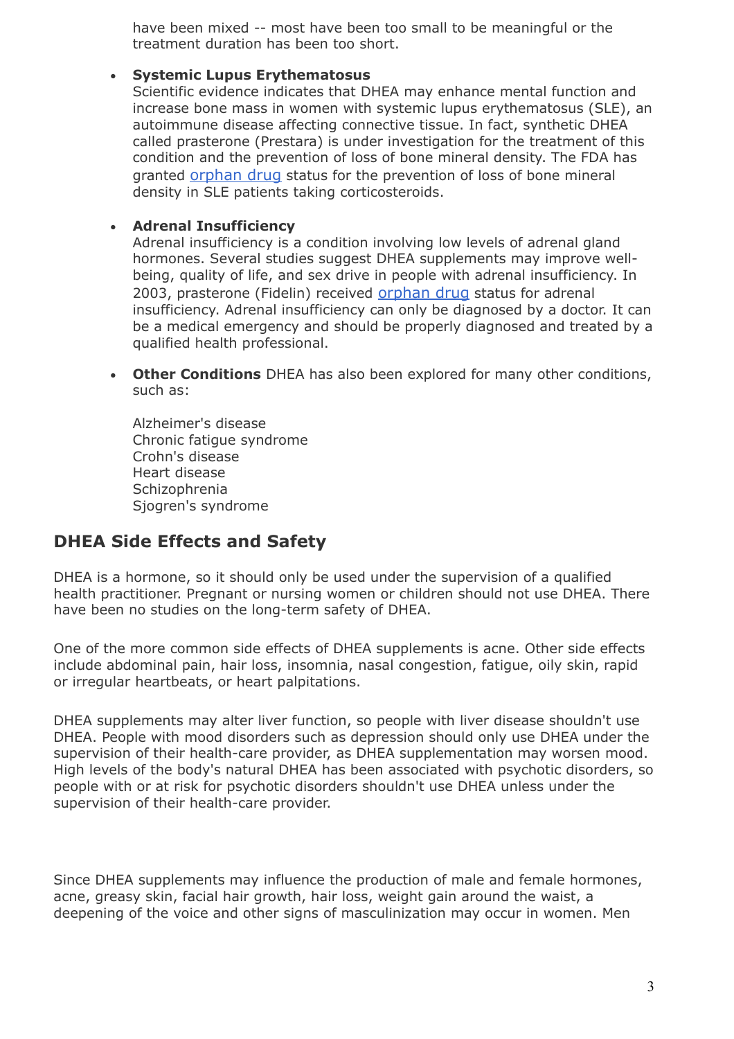have been mixed -- most have been too small to be meaningful or the treatment duration has been too short.

- **Systemic Lupus Erythematosus**
  Scientific evidence indicates that DHEA may enhance mental function and increase bone mass in women with systemic lupus erythematosus (SLE), an autoimmune disease affecting connective tissue. In fact, synthetic DHEA called prasterone (Prestara) is under investigation for the treatment of this condition and the prevention of loss of bone mineral density. The FDA has granted orphan drug status for the prevention of loss of bone mineral density in SLE patients taking corticosteroids.

- **Adrenal Insufficiency**
  Adrenal insufficiency is a condition involving low levels of adrenal gland hormones. Several studies suggest DHEA supplements may improve well-being, quality of life, and sex drive in people with adrenal insufficiency. In 2003, prasterone (Fidelin) received orphan drug status for adrenal insufficiency. Adrenal insufficiency can only be diagnosed by a doctor. It can be a medical emergency and should be properly diagnosed and treated by a qualified health professional.

- **Other Conditions** DHEA has also been explored for many other conditions, such as:

  Alzheimer's disease
  Chronic fatigue syndrome
  Crohn's disease
  Heart disease
  Schizophrenia
  Sjogren's syndrome

## DHEA Side Effects and Safety

DHEA is a hormone, so it should only be used under the supervision of a qualified health practitioner. Pregnant or nursing women or children should not use DHEA. There have been no studies on the long-term safety of DHEA.

One of the more common side effects of DHEA supplements is acne. Other side effects include abdominal pain, hair loss, insomnia, nasal congestion, fatigue, oily skin, rapid or irregular heartbeats, or heart palpitations.

DHEA supplements may alter liver function, so people with liver disease shouldn't use DHEA. People with mood disorders such as depression should only use DHEA under the supervision of their health-care provider, as DHEA supplementation may worsen mood. High levels of the body's natural DHEA has been associated with psychotic disorders, so people with or at risk for psychotic disorders shouldn't use DHEA unless under the supervision of their health-care provider.

Since DHEA supplements may influence the production of male and female hormones, acne, greasy skin, facial hair growth, hair loss, weight gain around the waist, a deepening of the voice and other signs of masculinization may occur in women. Men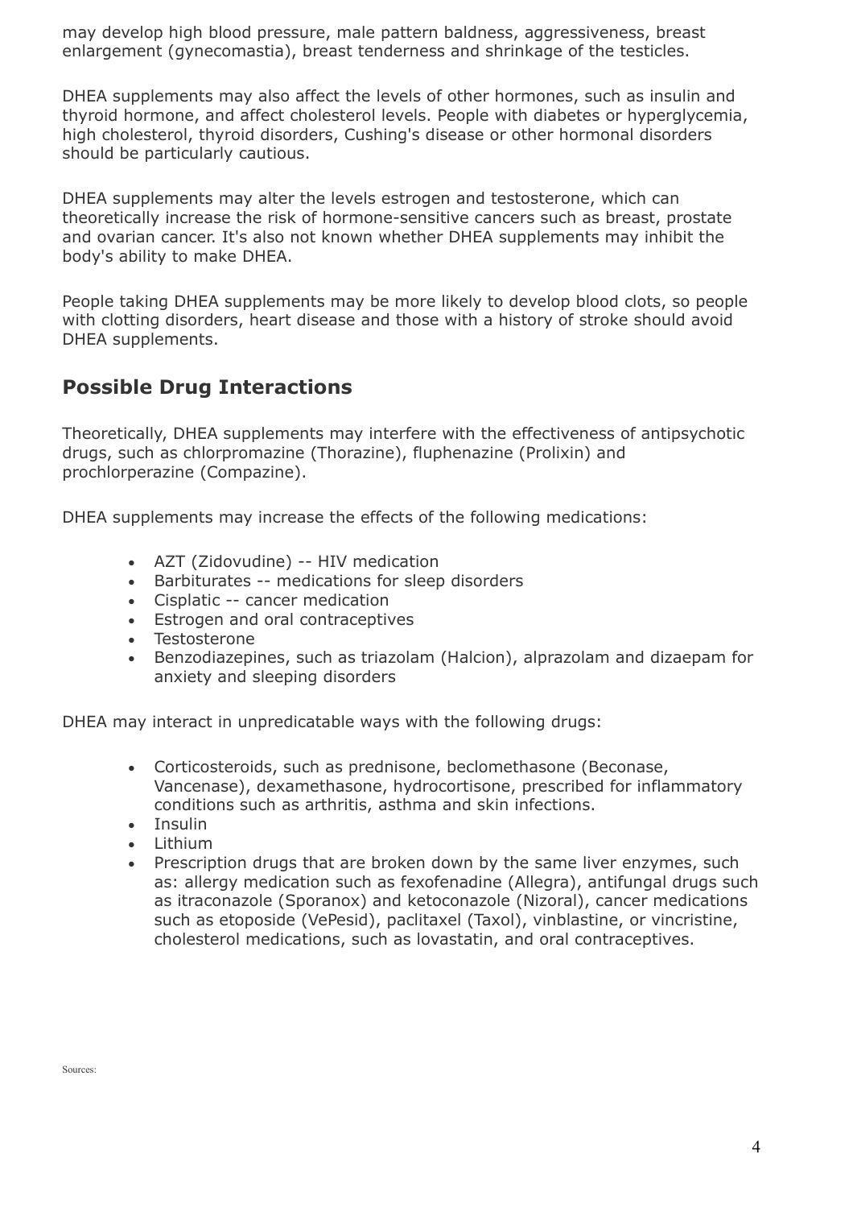may develop high blood pressure, male pattern baldness, aggressiveness, breast enlargement (gynecomastia), breast tenderness and shrinkage of the testicles.

DHEA supplements may also affect the levels of other hormones, such as insulin and thyroid hormone, and affect cholesterol levels. People with diabetes or hyperglycemia, high cholesterol, thyroid disorders, Cushing's disease or other hormonal disorders should be particularly cautious.

DHEA supplements may alter the levels estrogen and testosterone, which can theoretically increase the risk of hormone-sensitive cancers such as breast, prostate and ovarian cancer. It's also not known whether DHEA supplements may inhibit the body's ability to make DHEA.

People taking DHEA supplements may be more likely to develop blood clots, so people with clotting disorders, heart disease and those with a history of stroke should avoid DHEA supplements.

## Possible Drug Interactions

Theoretically, DHEA supplements may interfere with the effectiveness of antipsychotic drugs, such as chlorpromazine (Thorazine), fluphenazine (Prolixin) and prochlorperazine (Compazine).

DHEA supplements may increase the effects of the following medications:

- AZT (Zidovudine) -- HIV medication
- Barbiturates -- medications for sleep disorders
- Cisplatic -- cancer medication
- Estrogen and oral contraceptives
- Testosterone
- Benzodiazepines, such as triazolam (Halcion), alprazolam and dizaepam for anxiety and sleeping disorders

DHEA may interact in unpredicatable ways with the following drugs:

- Corticosteroids, such as prednisone, beclomethasone (Beconase, Vancenase), dexamethasone, hydrocortisone, prescribed for inflammatory conditions such as arthritis, asthma and skin infections.
- Insulin
- Lithium
- Prescription drugs that are broken down by the same liver enzymes, such as: allergy medication such as fexofenadine (Allegra), antifungal drugs such as itraconazole (Sporanox) and ketoconazole (Nizoral), cancer medications such as etoposide (VePesid), paclitaxel (Taxol), vinblastine, or vincristine, cholesterol medications, such as lovastatin, and oral contraceptives.

Sources: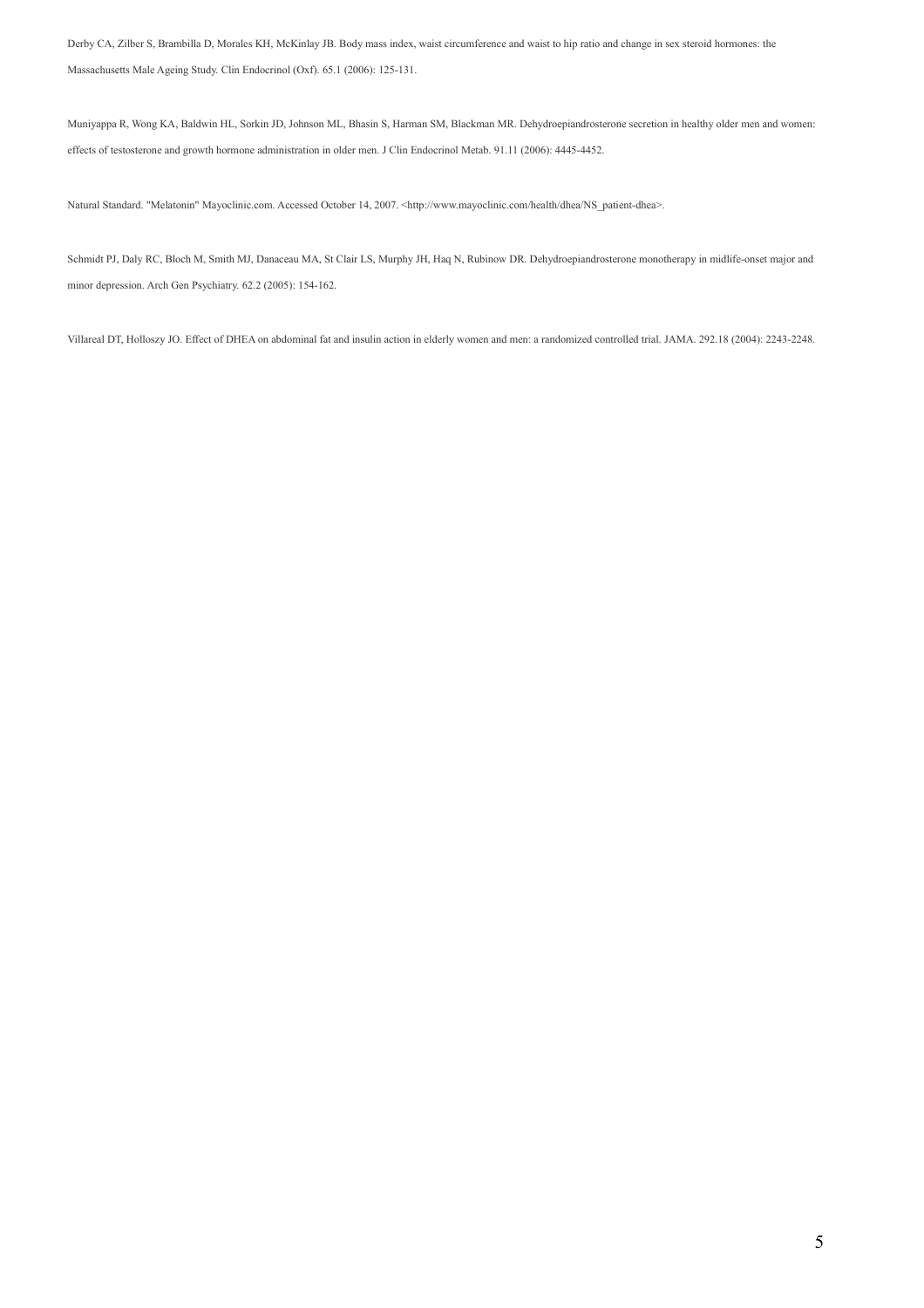Derby CA, Zilber S, Brambilla D, Morales KH, McKinlay JB. Body mass index, waist circumference and waist to hip ratio and change in sex steroid hormones: the Massachusetts Male Ageing Study. Clin Endocrinol (Oxf). 65.1 (2006): 125-131.

Muniyappa R, Wong KA, Baldwin HL, Sorkin JD, Johnson ML, Bhasin S, Harman SM, Blackman MR. Dehydroepiandrosterone secretion in healthy older men and women: effects of testosterone and growth hormone administration in older men. J Clin Endocrinol Metab. 91.11 (2006): 4445-4452.

Natural Standard. "Melatonin" Mayoclinic.com. Accessed October 14, 2007. <http://www.mayoclinic.com/health/dhea/NS_patient-dhea>.

Schmidt PJ, Daly RC, Bloch M, Smith MJ, Danaceau MA, St Clair LS, Murphy JH, Haq N, Rubinow DR. Dehydroepiandrosterone monotherapy in midlife-onset major and minor depression. Arch Gen Psychiatry. 62.2 (2005): 154-162.

Villareal DT, Holloszy JO. Effect of DHEA on abdominal fat and insulin action in elderly women and men: a randomized controlled trial. JAMA. 292.18 (2004): 2243-2248.